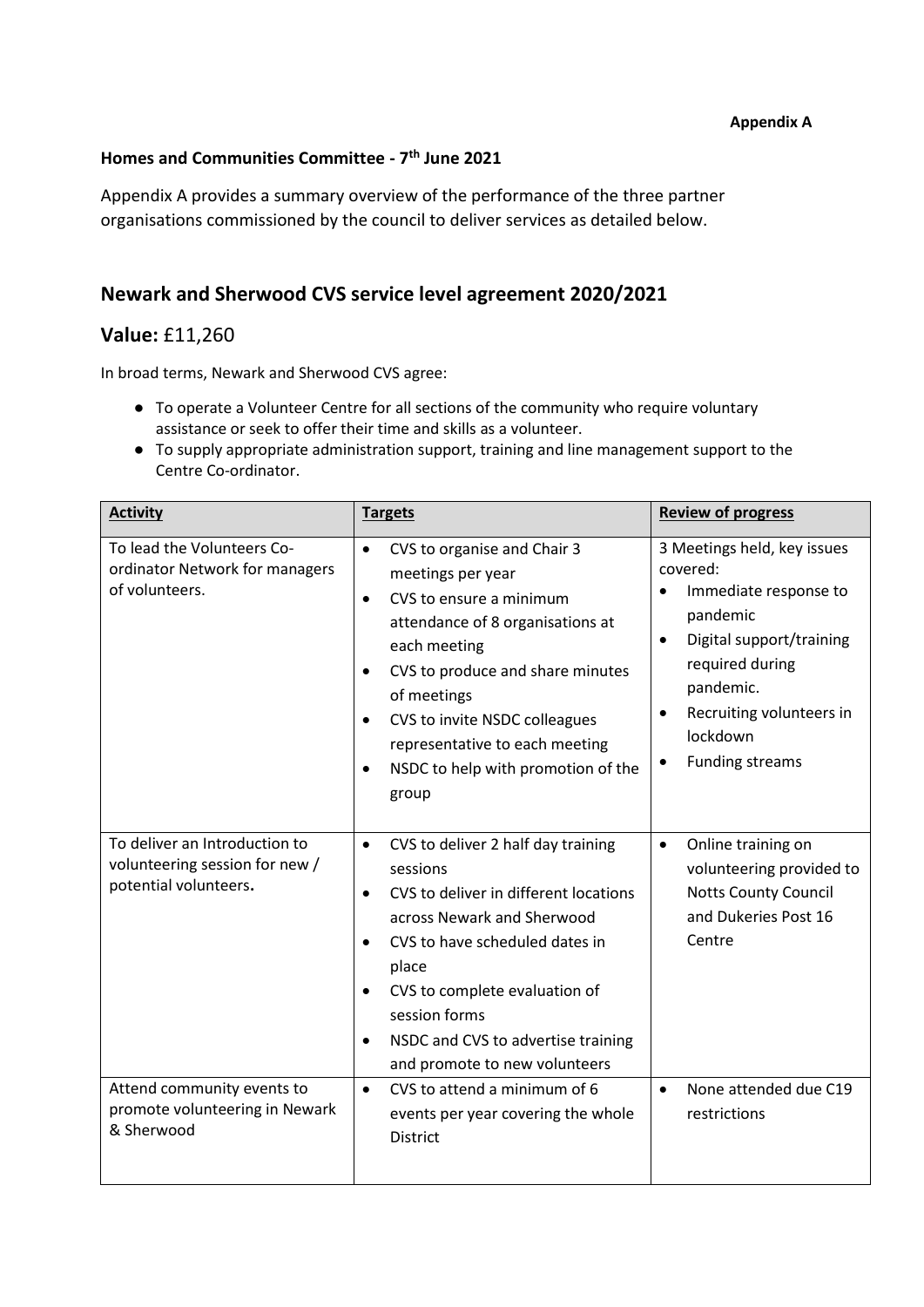**Appendix A**

**Homes and Communities Committee - 7th June 2021**

Appendix A provides a summary overview of the performance of the three partner organisations commissioned by the council to deliver services as detailed below.

## Newark and Sherwood CVS service level agreement 2020/2021

## Value: £11,260

In broad terms, Newark and Sherwood CVS agree:

- To operate a Volunteer Centre for all sections of the community who require voluntary assistance or seek to offer their time and skills as a volunteer.
- To supply appropriate administration support, training and line management support to the Centre Co-ordinator.

| **Activity** | **Targets** | **Review of progress** |
|---|---|---|
| To lead the Volunteers Co-ordinator Network for managers of volunteers. | • CVS to organise and Chair 3 meetings per year<br>• CVS to ensure a minimum attendance of 8 organisations at each meeting<br>• CVS to produce and share minutes of meetings<br>• CVS to invite NSDC colleagues representative to each meeting<br>• NSDC to help with promotion of the group | 3 Meetings held, key issues covered:<br>• Immediate response to pandemic<br>• Digital support/training required during pandemic.<br>• Recruiting volunteers in lockdown<br>• Funding streams |
| To deliver an Introduction to volunteering session for new / potential volunteers**.** | • CVS to deliver 2 half day training sessions<br>• CVS to deliver in different locations across Newark and Sherwood<br>• CVS to have scheduled dates in place<br>• CVS to complete evaluation of session forms<br>• NSDC and CVS to advertise training and promote to new volunteers | • Online training on volunteering provided to Notts County Council and Dukeries Post 16 Centre |
| Attend community events to promote volunteering in Newark & Sherwood | • CVS to attend a minimum of 6 events per year covering the whole District | • None attended due C19 restrictions |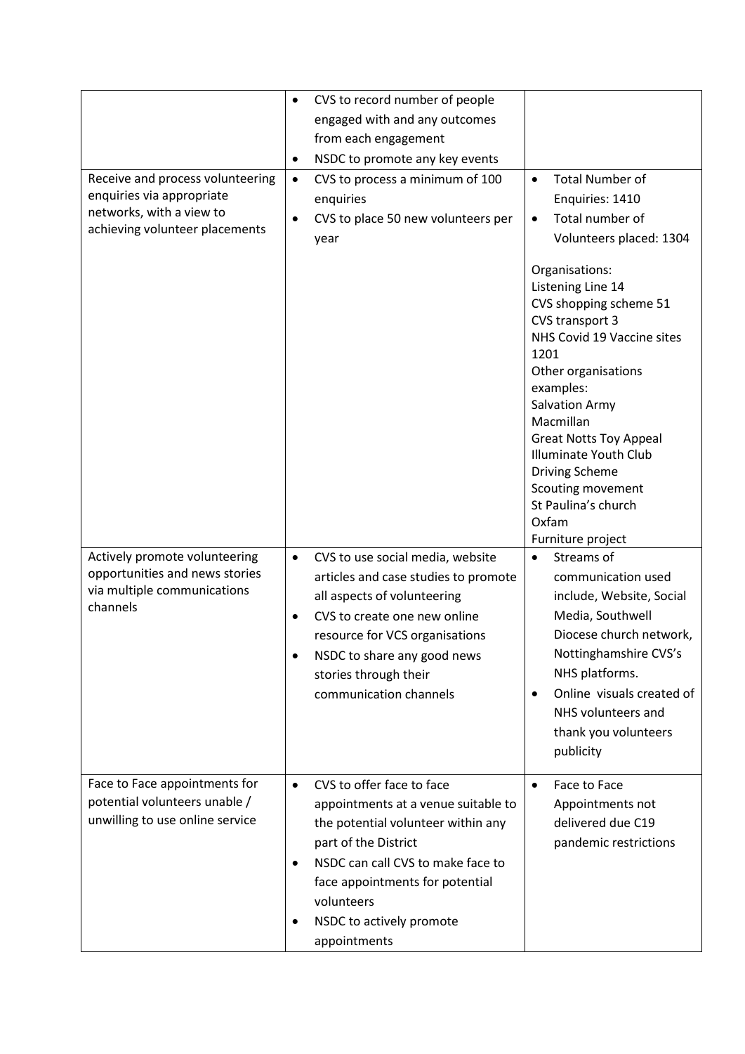| | | |
|---|---|---|
| | • CVS to record number of people engaged with and any outcomes from each engagement<br>• NSDC to promote any key events | |
| Receive and process volunteering enquiries via appropriate networks, with a view to achieving volunteer placements | • CVS to process a minimum of 100 enquiries<br>• CVS to place 50 new volunteers per year | • Total Number of Enquiries: 1410<br>• Total number of Volunteers placed: 1304<br><br>Organisations:<br>Listening Line 14<br>CVS shopping scheme 51<br>CVS transport 3<br>NHS Covid 19 Vaccine sites 1201<br>Other organisations examples:<br>Salvation Army<br>Macmillan<br>Great Notts Toy Appeal<br>Illuminate Youth Club<br>Driving Scheme<br>Scouting movement<br>St Paulina's church<br>Oxfam<br>Furniture project |
| Actively promote volunteering opportunities and news stories via multiple communications channels | • CVS to use social media, website articles and case studies to promote all aspects of volunteering<br>• CVS to create one new online resource for VCS organisations<br>• NSDC to share any good news stories through their communication channels | • Streams of communication used include, Website, Social Media, Southwell Diocese church network, Nottinghamshire CVS's NHS platforms.<br>• Online visuals created of NHS volunteers and thank you volunteers publicity |
| Face to Face appointments for potential volunteers unable / unwilling to use online service | • CVS to offer face to face appointments at a venue suitable to the potential volunteer within any part of the District<br>• NSDC can call CVS to make face to face appointments for potential volunteers<br>• NSDC to actively promote appointments | • Face to Face Appointments not delivered due C19 pandemic restrictions |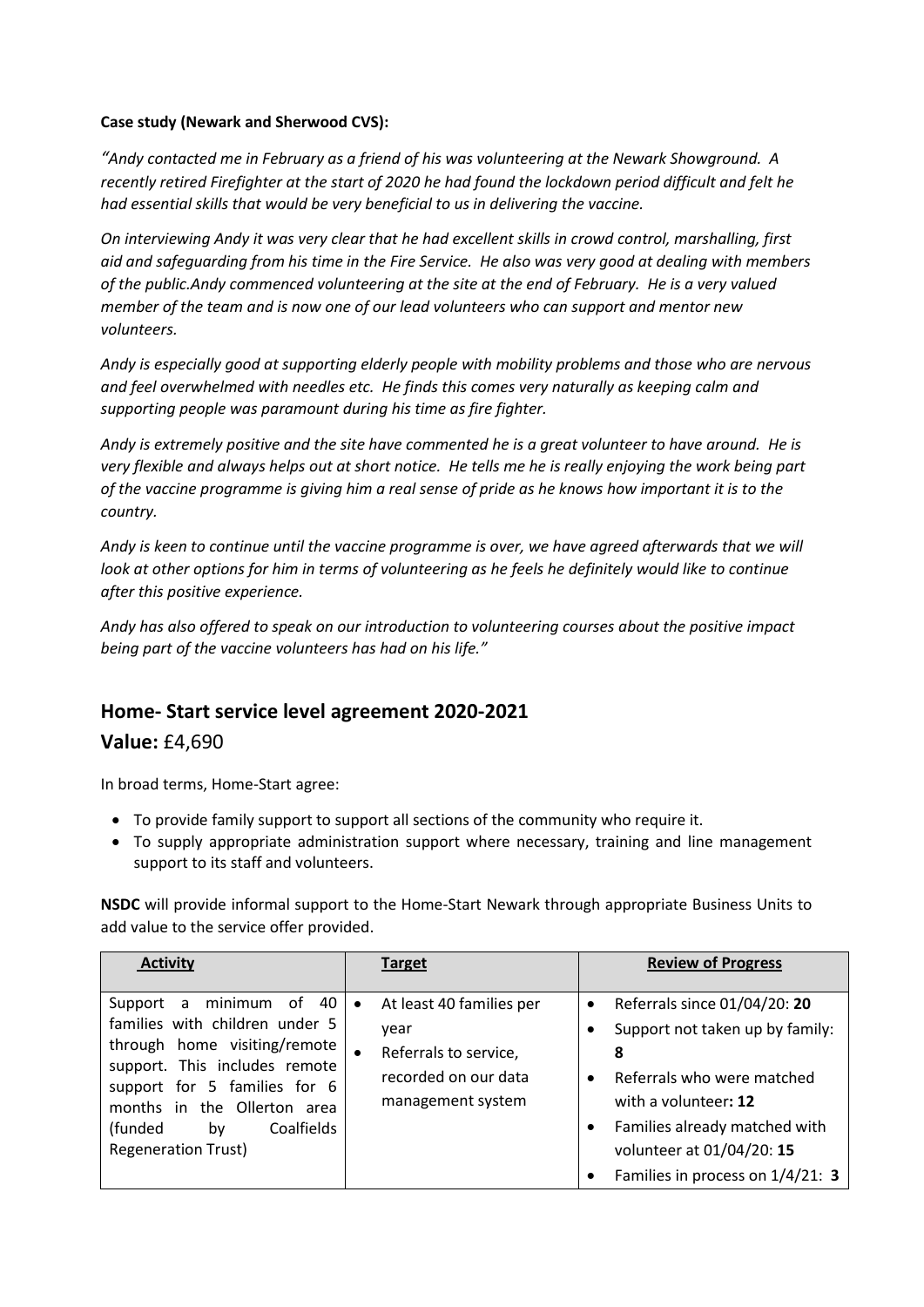**Case study (Newark and Sherwood CVS):**

*"Andy contacted me in February as a friend of his was volunteering at the Newark Showground. A recently retired Firefighter at the start of 2020 he had found the lockdown period difficult and felt he had essential skills that would be very beneficial to us in delivering the vaccine.*

*On interviewing Andy it was very clear that he had excellent skills in crowd control, marshalling, first aid and safeguarding from his time in the Fire Service. He also was very good at dealing with members of the public.Andy commenced volunteering at the site at the end of February. He is a very valued member of the team and is now one of our lead volunteers who can support and mentor new volunteers.*

*Andy is especially good at supporting elderly people with mobility problems and those who are nervous and feel overwhelmed with needles etc. He finds this comes very naturally as keeping calm and supporting people was paramount during his time as fire fighter.*

*Andy is extremely positive and the site have commented he is a great volunteer to have around. He is very flexible and always helps out at short notice. He tells me he is really enjoying the work being part of the vaccine programme is giving him a real sense of pride as he knows how important it is to the country.*

*Andy is keen to continue until the vaccine programme is over, we have agreed afterwards that we will look at other options for him in terms of volunteering as he feels he definitely would like to continue after this positive experience.*

*Andy has also offered to speak on our introduction to volunteering courses about the positive impact being part of the vaccine volunteers has had on his life."*

## Home- Start service level agreement 2020-2021

### Value: £4,690

In broad terms, Home-Start agree:

- To provide family support to support all sections of the community who require it.
- To supply appropriate administration support where necessary, training and line management support to its staff and volunteers.

**NSDC** will provide informal support to the Home-Start Newark through appropriate Business Units to add value to the service offer provided.

| Activity | Target | Review of Progress |
|---|---|---|
| Support a minimum of 40 families with children under 5 through home visiting/remote support. This includes remote support for 5 families for 6 months in the Ollerton area (funded by Coalfields Regeneration Trust) | • At least 40 families per year<br>• Referrals to service, recorded on our data management system | • Referrals since 01/04/20: **20**<br>• Support not taken up by family: **8**<br>• Referrals who were matched with a volunteer**: 12**<br>• Families already matched with volunteer at 01/04/20: **15**<br>• Families in process on 1/4/21: **3** |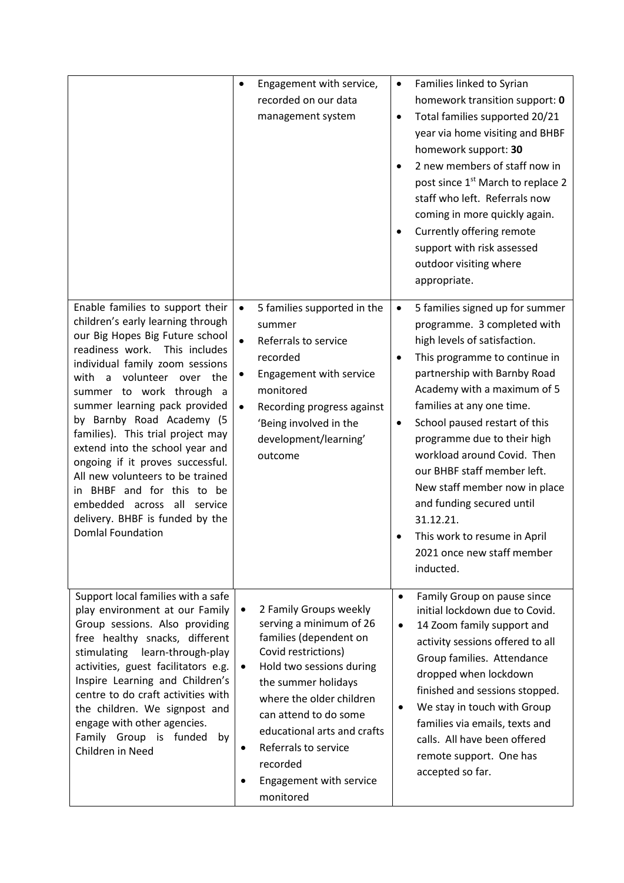| | | |
|---|---|---|
| | • Engagement with service, recorded on our data management system | • Families linked to Syrian homework transition support: **0**<br>• Total families supported 20/21 year via home visiting and BHBF homework support: **30**<br>• 2 new members of staff now in post since 1st March to replace 2 staff who left. Referrals now coming in more quickly again.<br>• Currently offering remote support with risk assessed outdoor visiting where appropriate. |
| Enable families to support their children's early learning through our Big Hopes Big Future school readiness work. This includes individual family zoom sessions with a volunteer over the summer to work through a summer learning pack provided by Barnby Road Academy (5 families). This trial project may extend into the school year and ongoing if it proves successful. All new volunteers to be trained in BHBF and for this to be embedded across all service delivery. BHBF is funded by the Domlal Foundation | • 5 families supported in the summer<br>• Referrals to service recorded<br>• Engagement with service monitored<br>• Recording progress against 'Being involved in the development/learning' outcome | • 5 families signed up for summer programme. 3 completed with high levels of satisfaction.<br>• This programme to continue in partnership with Barnby Road Academy with a maximum of 5 families at any one time.<br>• School paused restart of this programme due to their high workload around Covid. Then our BHBF staff member left. New staff member now in place and funding secured until 31.12.21.<br>• This work to resume in April 2021 once new staff member inducted. |
| Support local families with a safe play environment at our Family Group sessions. Also providing free healthy snacks, different stimulating learn-through-play activities, guest facilitators e.g. Inspire Learning and Children's centre to do craft activities with the children. We signpost and engage with other agencies. Family Group is funded by Children in Need | • 2 Family Groups weekly serving a minimum of 26 families (dependent on Covid restrictions)<br>• Hold two sessions during the summer holidays where the older children can attend to do some educational arts and crafts<br>• Referrals to service recorded<br>• Engagement with service monitored | • Family Group on pause since initial lockdown due to Covid.<br>• 14 Zoom family support and activity sessions offered to all Group families. Attendance dropped when lockdown finished and sessions stopped.<br>• We stay in touch with Group families via emails, texts and calls. All have been offered remote support. One has accepted so far. |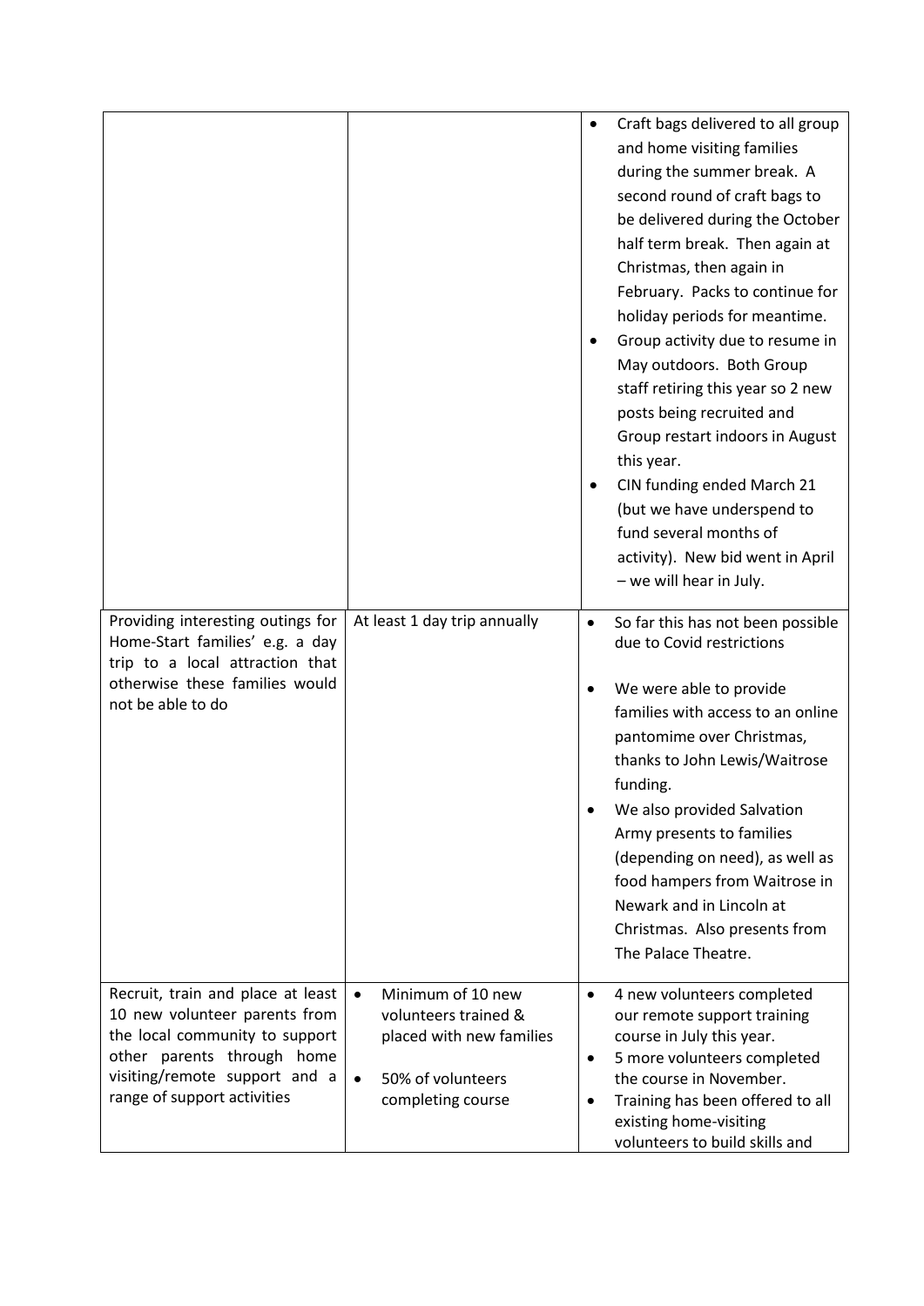| | | |
|---|---|---|
| | | • Craft bags delivered to all group and home visiting families during the summer break. A second round of craft bags to be delivered during the October half term break. Then again at Christmas, then again in February. Packs to continue for holiday periods for meantime.<br>• Group activity due to resume in May outdoors. Both Group staff retiring this year so 2 new posts being recruited and Group restart indoors in August this year.<br>• CIN funding ended March 21 (but we have underspend to fund several months of activity). New bid went in April – we will hear in July. |
| Providing interesting outings for Home-Start families' e.g. a day trip to a local attraction that otherwise these families would not be able to do | At least 1 day trip annually | • So far this has not been possible due to Covid restrictions<br>• We were able to provide families with access to an online pantomime over Christmas, thanks to John Lewis/Waitrose funding.<br>• We also provided Salvation Army presents to families (depending on need), as well as food hampers from Waitrose in Newark and in Lincoln at Christmas. Also presents from The Palace Theatre. |
| Recruit, train and place at least 10 new volunteer parents from the local community to support other parents through home visiting/remote support and a range of support activities | • Minimum of 10 new volunteers trained & placed with new families<br>• 50% of volunteers completing course | • 4 new volunteers completed our remote support training course in July this year.<br>• 5 more volunteers completed the course in November.<br>• Training has been offered to all existing home-visiting volunteers to build skills and |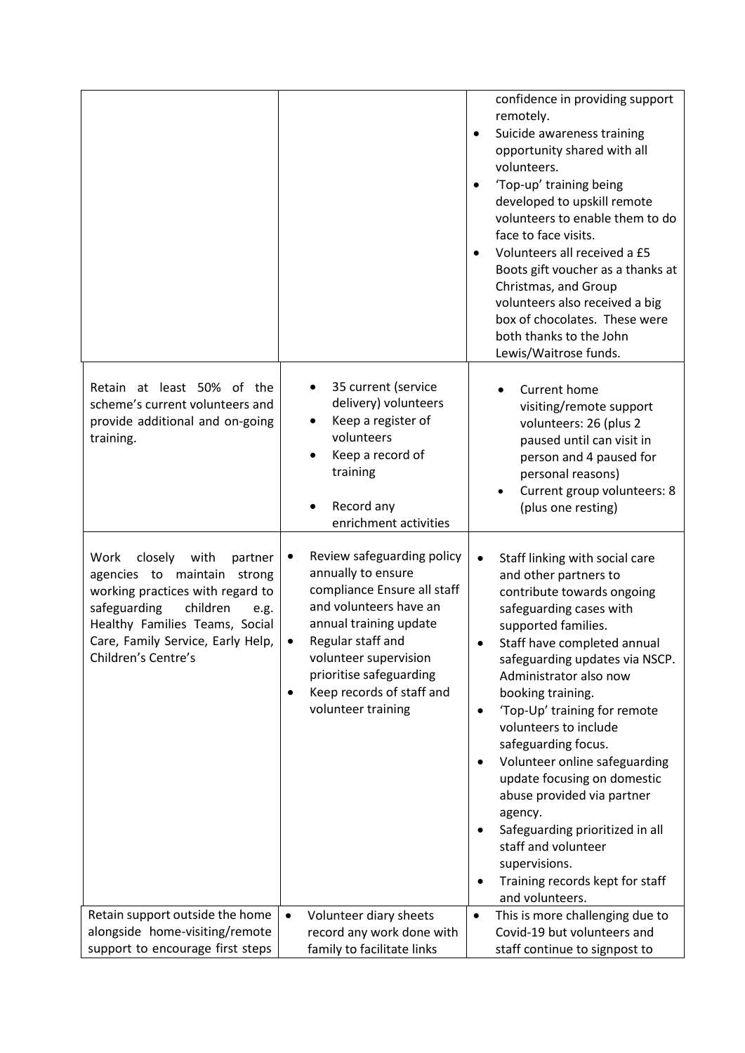| | | |
|---|---|---|
| | | confidence in providing support remotely.<br>• Suicide awareness training opportunity shared with all volunteers.<br>• 'Top-up' training being developed to upskill remote volunteers to enable them to do face to face visits.<br>• Volunteers all received a £5 Boots gift voucher as a thanks at Christmas, and Group volunteers also received a big box of chocolates. These were both thanks to the John Lewis/Waitrose funds. |
| Retain at least 50% of the scheme's current volunteers and provide additional and on-going training. | • 35 current (service delivery) volunteers<br>• Keep a register of volunteers<br>• Keep a record of training<br>• Record any enrichment activities | • Current home visiting/remote support volunteers: 26 (plus 2 paused until can visit in person and 4 paused for personal reasons)<br>• Current group volunteers: 8 (plus one resting) |
| Work closely with partner agencies to maintain strong working practices with regard to safeguarding children e.g. Healthy Families Teams, Social Care, Family Service, Early Help, Children's Centre's | • Review safeguarding policy annually to ensure compliance Ensure all staff and volunteers have an annual training update<br>• Regular staff and volunteer supervision prioritise safeguarding<br>• Keep records of staff and volunteer training | • Staff linking with social care and other partners to contribute towards ongoing safeguarding cases with supported families.<br>• Staff have completed annual safeguarding updates via NSCP. Administrator also now booking training.<br>• 'Top-Up' training for remote volunteers to include safeguarding focus.<br>• Volunteer online safeguarding update focusing on domestic abuse provided via partner agency.<br>• Safeguarding prioritized in all staff and volunteer supervisions.<br>• Training records kept for staff and volunteers. |
| Retain support outside the home alongside home-visiting/remote support to encourage first steps | • Volunteer diary sheets record any work done with family to facilitate links | • This is more challenging due to Covid-19 but volunteers and staff continue to signpost to |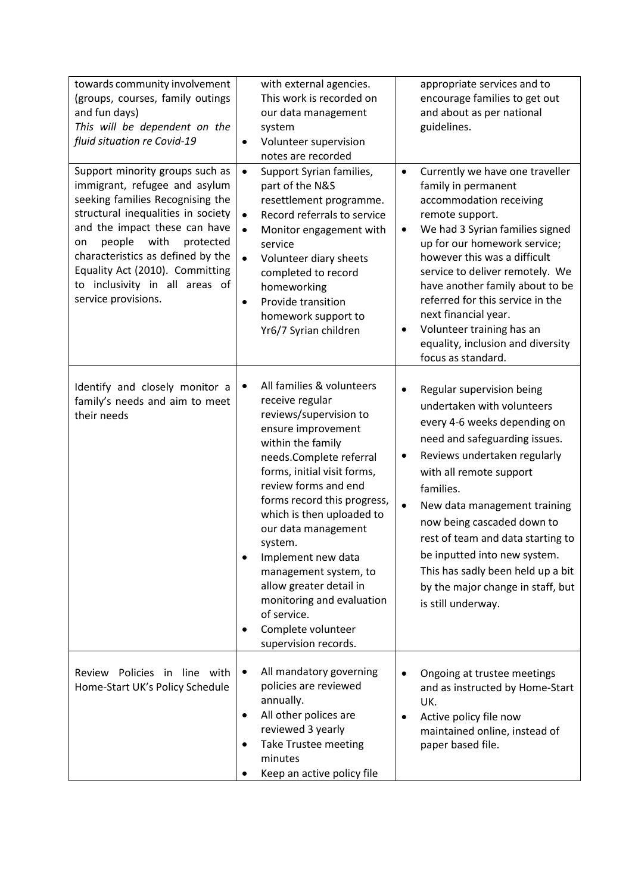| | | |
|---|---|---|
| towards community involvement (groups, courses, family outings and fun days)<br>*This will be dependent on the fluid situation re Covid-19* | with external agencies. This work is recorded on our data management system<br>• Volunteer supervision notes are recorded | appropriate services and to encourage families to get out and about as per national guidelines. |
| Support minority groups such as immigrant, refugee and asylum seeking families Recognising the structural inequalities in society and the impact these can have on people with protected characteristics as defined by the Equality Act (2010). Committing to inclusivity in all areas of service provisions. | • Support Syrian families, part of the N&S resettlement programme.<br>• Record referrals to service<br>• Monitor engagement with service<br>• Volunteer diary sheets completed to record homeworking<br>• Provide transition homework support to Yr6/7 Syrian children | • Currently we have one traveller family in permanent accommodation receiving remote support.<br>• We had 3 Syrian families signed up for our homework service; however this was a difficult service to deliver remotely. We have another family about to be referred for this service in the next financial year.<br>• Volunteer training has an equality, inclusion and diversity focus as standard. |
| Identify and closely monitor a family's needs and aim to meet their needs | • All families & volunteers receive regular reviews/supervision to ensure improvement within the family needs.Complete referral forms, initial visit forms, review forms and end forms record this progress, which is then uploaded to our data management system.<br>• Implement new data management system, to allow greater detail in monitoring and evaluation of service.<br>• Complete volunteer supervision records. | • Regular supervision being undertaken with volunteers every 4-6 weeks depending on need and safeguarding issues.<br>• Reviews undertaken regularly with all remote support families.<br>• New data management training now being cascaded down to rest of team and data starting to be inputted into new system. This has sadly been held up a bit by the major change in staff, but is still underway. |
| Review Policies in line with Home-Start UK's Policy Schedule | • All mandatory governing policies are reviewed annually.<br>• All other polices are reviewed 3 yearly<br>• Take Trustee meeting minutes<br>• Keep an active policy file | • Ongoing at trustee meetings and as instructed by Home-Start UK.<br>• Active policy file now maintained online, instead of paper based file. |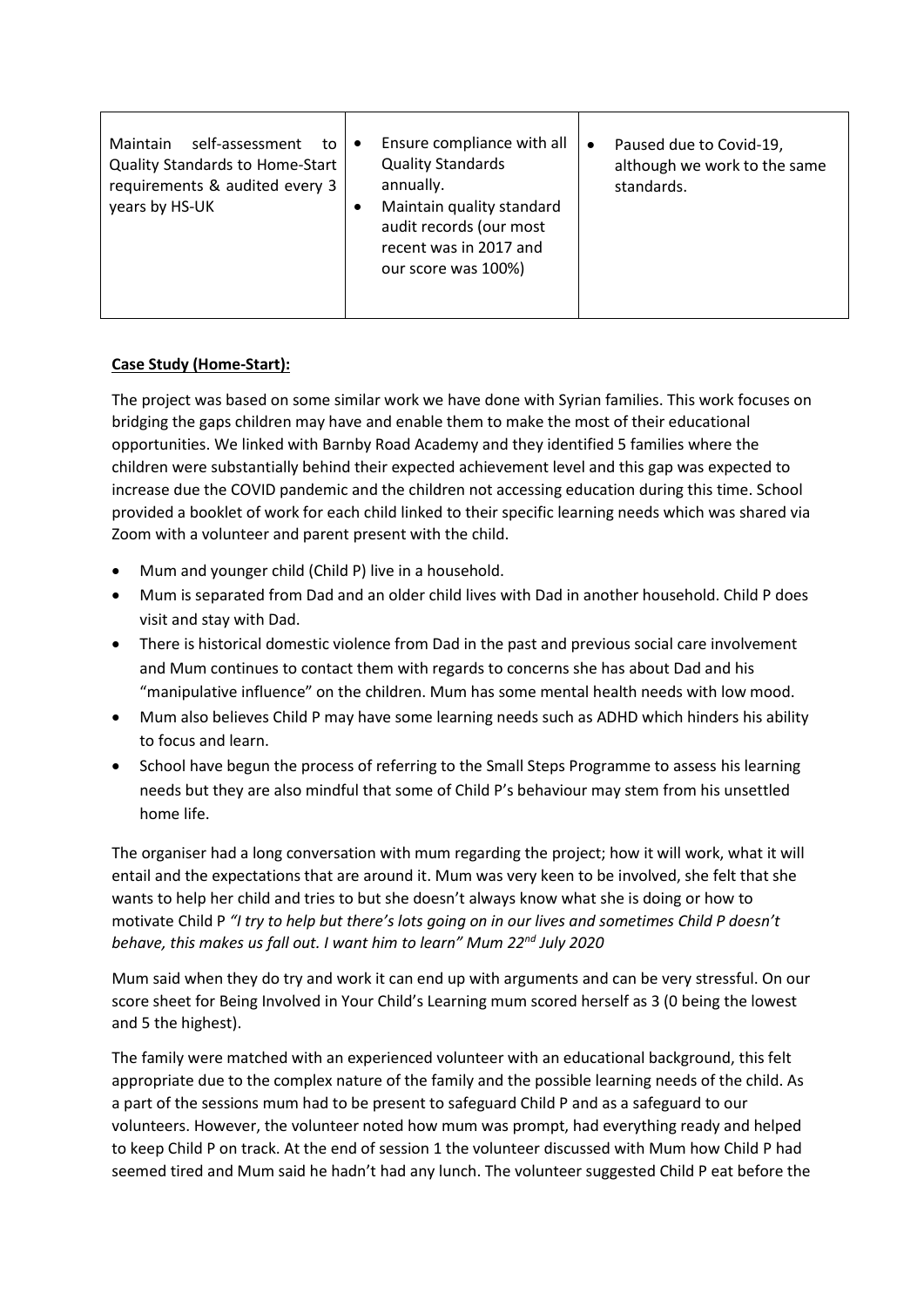| Maintain self-assessment to Quality Standards to Home-Start requirements & audited every 3 years by HS-UK | • Ensure compliance with all Quality Standards annually.<br>• Maintain quality standard audit records (our most recent was in 2017 and our score was 100%) | • Paused due to Covid-19, although we work to the same standards. |
|---|---|---|

**Case Study (Home-Start):**

The project was based on some similar work we have done with Syrian families. This work focuses on bridging the gaps children may have and enable them to make the most of their educational opportunities. We linked with Barnby Road Academy and they identified 5 families where the children were substantially behind their expected achievement level and this gap was expected to increase due the COVID pandemic and the children not accessing education during this time. School provided a booklet of work for each child linked to their specific learning needs which was shared via Zoom with a volunteer and parent present with the child.

- Mum and younger child (Child P) live in a household.
- Mum is separated from Dad and an older child lives with Dad in another household. Child P does visit and stay with Dad.
- There is historical domestic violence from Dad in the past and previous social care involvement and Mum continues to contact them with regards to concerns she has about Dad and his "manipulative influence" on the children. Mum has some mental health needs with low mood.
- Mum also believes Child P may have some learning needs such as ADHD which hinders his ability to focus and learn.
- School have begun the process of referring to the Small Steps Programme to assess his learning needs but they are also mindful that some of Child P's behaviour may stem from his unsettled home life.

The organiser had a long conversation with mum regarding the project; how it will work, what it will entail and the expectations that are around it. Mum was very keen to be involved, she felt that she wants to help her child and tries to but she doesn't always know what she is doing or how to motivate Child P *"I try to help but there's lots going on in our lives and sometimes Child P doesn't behave, this makes us fall out. I want him to learn" Mum 22nd July 2020*

Mum said when they do try and work it can end up with arguments and can be very stressful. On our score sheet for Being Involved in Your Child's Learning mum scored herself as 3 (0 being the lowest and 5 the highest).

The family were matched with an experienced volunteer with an educational background, this felt appropriate due to the complex nature of the family and the possible learning needs of the child. As a part of the sessions mum had to be present to safeguard Child P and as a safeguard to our volunteers. However, the volunteer noted how mum was prompt, had everything ready and helped to keep Child P on track. At the end of session 1 the volunteer discussed with Mum how Child P had seemed tired and Mum said he hadn't had any lunch. The volunteer suggested Child P eat before the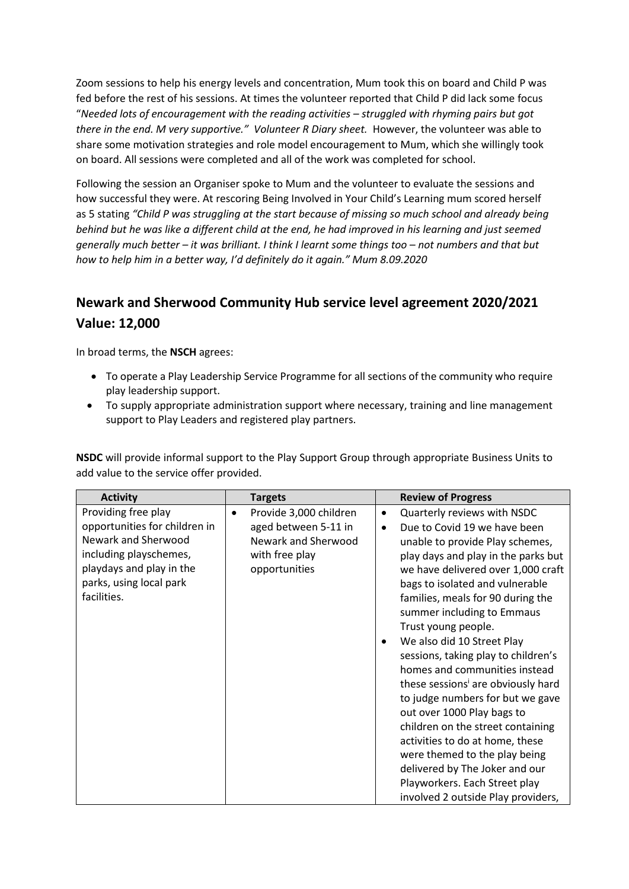Zoom sessions to help his energy levels and concentration, Mum took this on board and Child P was fed before the rest of his sessions. At times the volunteer reported that Child P did lack some focus "*Needed lots of encouragement with the reading activities – struggled with rhyming pairs but got there in the end. M very supportive." Volunteer R Diary sheet.* However, the volunteer was able to share some motivation strategies and role model encouragement to Mum, which she willingly took on board. All sessions were completed and all of the work was completed for school.

Following the session an Organiser spoke to Mum and the volunteer to evaluate the sessions and how successful they were. At rescoring Being Involved in Your Child's Learning mum scored herself as 5 stating *"Child P was struggling at the start because of missing so much school and already being behind but he was like a different child at the end, he had improved in his learning and just seemed generally much better – it was brilliant. I think I learnt some things too – not numbers and that but how to help him in a better way, I'd definitely do it again." Mum 8.09.2020*

## Newark and Sherwood Community Hub service level agreement 2020/2021 Value: 12,000

In broad terms, the **NSCH** agrees:

- To operate a Play Leadership Service Programme for all sections of the community who require play leadership support.
- To supply appropriate administration support where necessary, training and line management support to Play Leaders and registered play partners.

**NSDC** will provide informal support to the Play Support Group through appropriate Business Units to add value to the service offer provided.

| Activity | Targets | Review of Progress |
|---|---|---|
| Providing free play opportunities for children in Newark and Sherwood including playschemes, playdays and play in the parks, using local park facilities. | • Provide 3,000 children aged between 5-11 in Newark and Sherwood with free play opportunities | • Quarterly reviews with NSDC<br>• Due to Covid 19 we have been unable to provide Play schemes, play days and play in the parks but we have delivered over 1,000 craft bags to isolated and vulnerable families, meals for 90 during the summer including to Emmaus Trust young people.<br>• We also did 10 Street Play sessions, taking play to children's homes and communities instead these sessions[i] are obviously hard to judge numbers for but we gave out over 1000 Play bags to children on the street containing activities to do at home, these were themed to the play being delivered by The Joker and our Playworkers. Each Street play involved 2 outside Play providers, |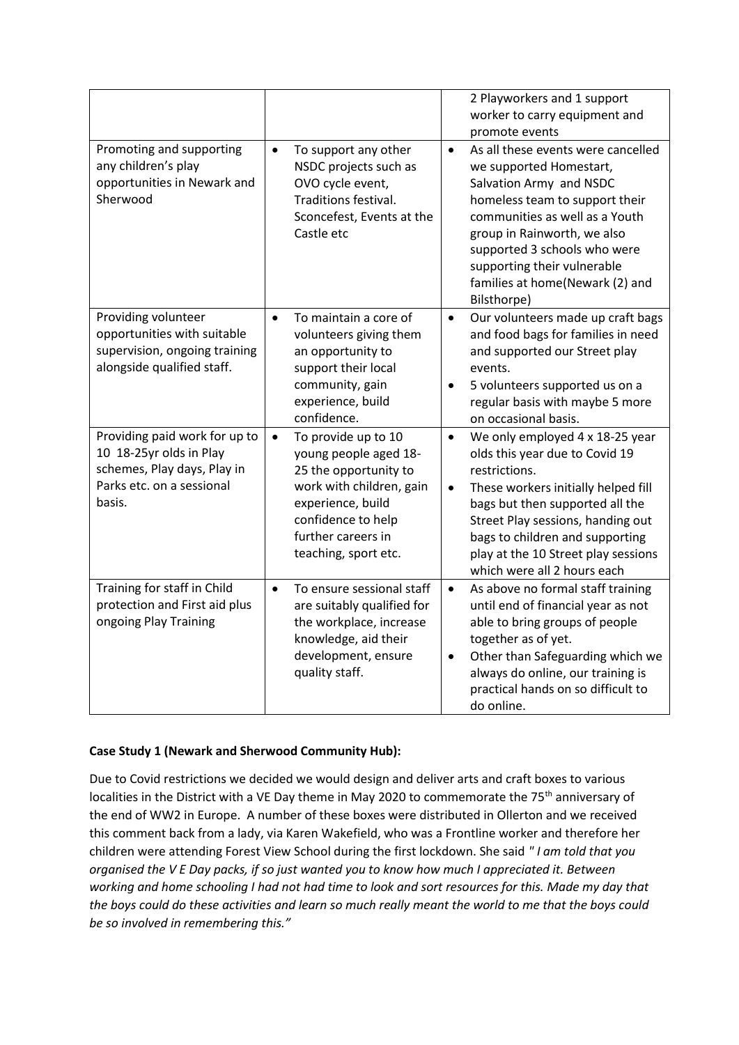| | | |
|---|---|---|
| | | 2 Playworkers and 1 support worker to carry equipment and promote events |
| Promoting and supporting any children's play opportunities in Newark and Sherwood | • To support any other NSDC projects such as OVO cycle event, Traditions festival. Sconcefest, Events at the Castle etc | • As all these events were cancelled we supported Homestart, Salvation Army and NSDC homeless team to support their communities as well as a Youth group in Rainworth, we also supported 3 schools who were supporting their vulnerable families at home(Newark (2) and Bilsthorpe) |
| Providing volunteer opportunities with suitable supervision, ongoing training alongside qualified staff. | • To maintain a core of volunteers giving them an opportunity to support their local community, gain experience, build confidence. | • Our volunteers made up craft bags and food bags for families in need and supported our Street play events.<br>• 5 volunteers supported us on a regular basis with maybe 5 more on occasional basis. |
| Providing paid work for up to 10 18-25yr olds in Play schemes, Play days, Play in Parks etc. on a sessional basis. | • To provide up to 10 young people aged 18-25 the opportunity to work with children, gain experience, build confidence to help further careers in teaching, sport etc. | • We only employed 4 x 18-25 year olds this year due to Covid 19 restrictions.<br>• These workers initially helped fill bags but then supported all the Street Play sessions, handing out bags to children and supporting play at the 10 Street play sessions which were all 2 hours each |
| Training for staff in Child protection and First aid plus ongoing Play Training | • To ensure sessional staff are suitably qualified for the workplace, increase knowledge, aid their development, ensure quality staff. | • As above no formal staff training until end of financial year as not able to bring groups of people together as of yet.<br>• Other than Safeguarding which we always do online, our training is practical hands on so difficult to do online. |

**Case Study 1 (Newark and Sherwood Community Hub):**

Due to Covid restrictions we decided we would design and deliver arts and craft boxes to various localities in the District with a VE Day theme in May 2020 to commemorate the 75th anniversary of the end of WW2 in Europe. A number of these boxes were distributed in Ollerton and we received this comment back from a lady, via Karen Wakefield, who was a Frontline worker and therefore her children were attending Forest View School during the first lockdown. She said *" I am told that you organised the V E Day packs, if so just wanted you to know how much I appreciated it. Between working and home schooling I had not had time to look and sort resources for this. Made my day that the boys could do these activities and learn so much really meant the world to me that the boys could be so involved in remembering this."*